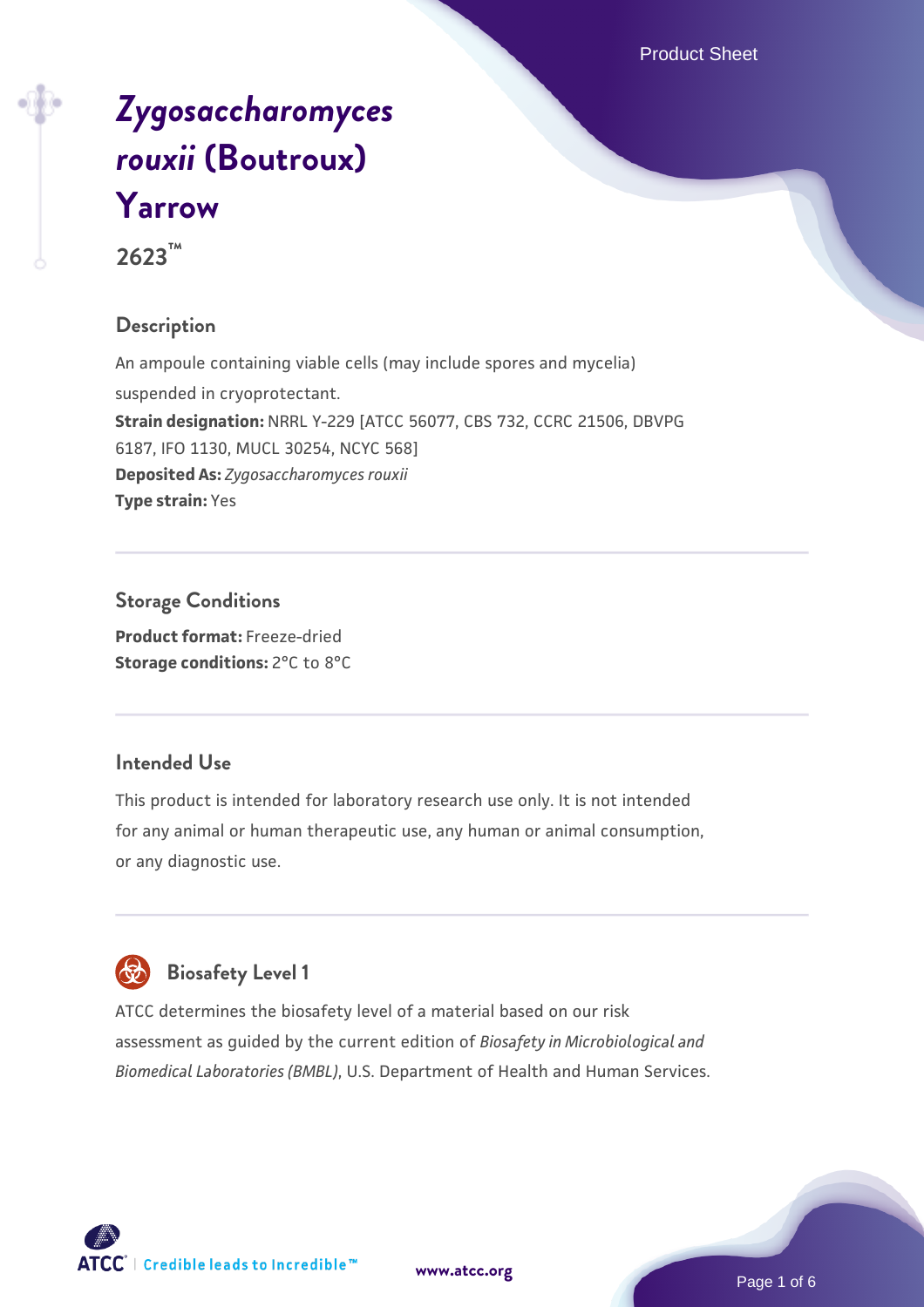# *Zygosaccharomyces rouxii* (Boutroux) Yarrow

2623™

## Description

An ampoule containing viable cells (may include spores and mycelia) suspended in cryoprotectant.

**Strain designation:** NRRL Y-229 [ATCC 56077, CBS 732, CCRC 21506, DBVPG 6187, IFO 1130, MUCL 30254, NCYC 568]

**Deposited As:** *Zygosaccharomyces rouxii*

**Type strain:** Yes

## Storage Conditions

**Product format:** Freeze-dried

**Storage conditions:** 2°C to 8°C

## Intended Use

This product is intended for laboratory research use only. It is not intended for any animal or human therapeutic use, any human or animal consumption, or any diagnostic use.

## Biosafety Level 1

ATCC determines the biosafety level of a material based on our risk assessment as guided by the current edition of *Biosafety in Microbiological and Biomedical Laboratories (BMBL)*, U.S. Department of Health and Human Services.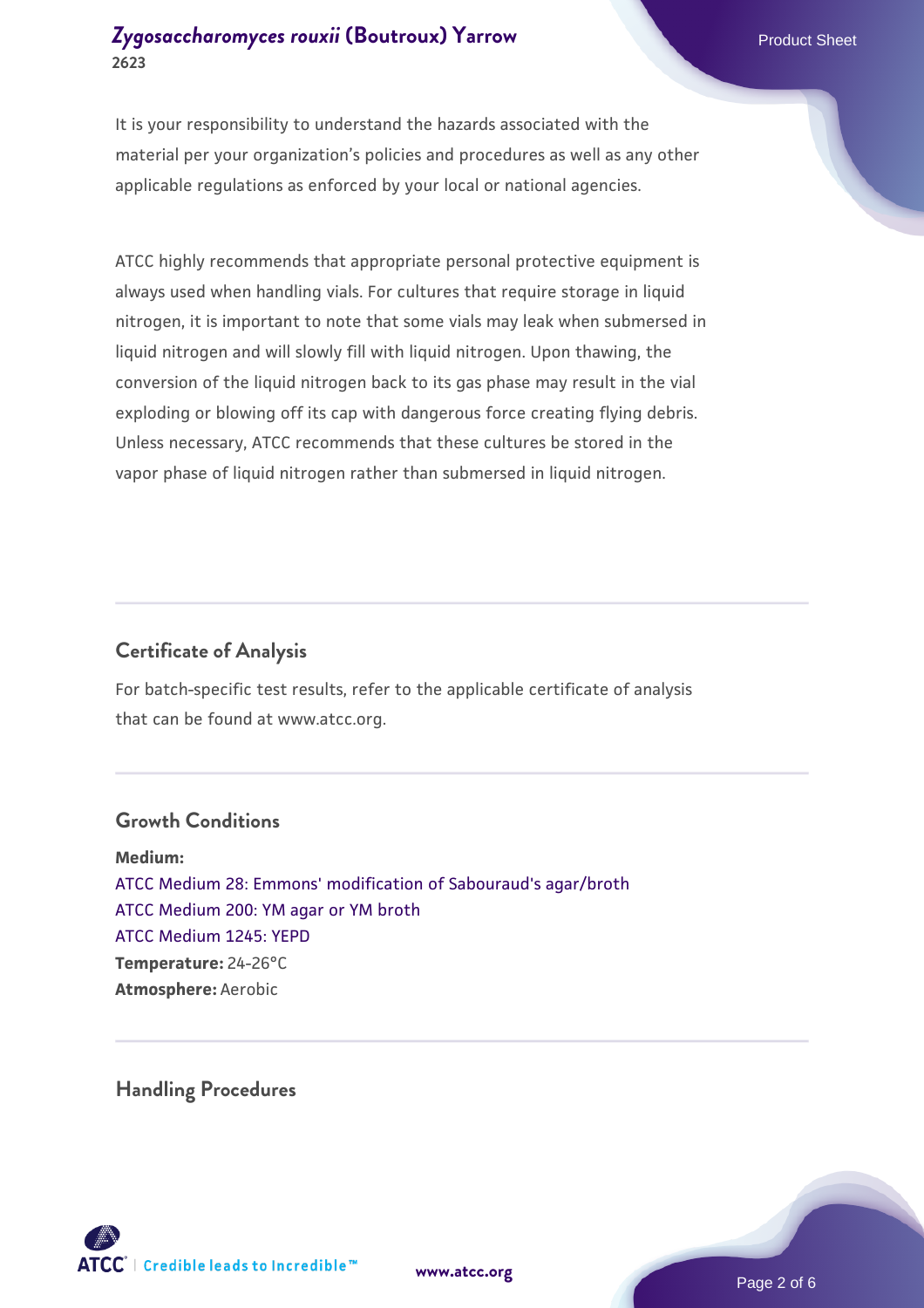It is your responsibility to understand the hazards associated with the material per your organization's policies and procedures as well as any other applicable regulations as enforced by your local or national agencies.

ATCC highly recommends that appropriate personal protective equipment is always used when handling vials. For cultures that require storage in liquid nitrogen, it is important to note that some vials may leak when submersed in liquid nitrogen and will slowly fill with liquid nitrogen. Upon thawing, the conversion of the liquid nitrogen back to its gas phase may result in the vial exploding or blowing off its cap with dangerous force creating flying debris. Unless necessary, ATCC recommends that these cultures be stored in the vapor phase of liquid nitrogen rather than submersed in liquid nitrogen.

## Certificate of Analysis

For batch-specific test results, refer to the applicable certificate of analysis that can be found at www.atcc.org.

## Growth Conditions

**Medium:**
ATCC Medium 28: Emmons' modification of Sabouraud's agar/broth
ATCC Medium 200: YM agar or YM broth
ATCC Medium 1245: YEPD
**Temperature:** 24-26°C
**Atmosphere:** Aerobic

## Handling Procedures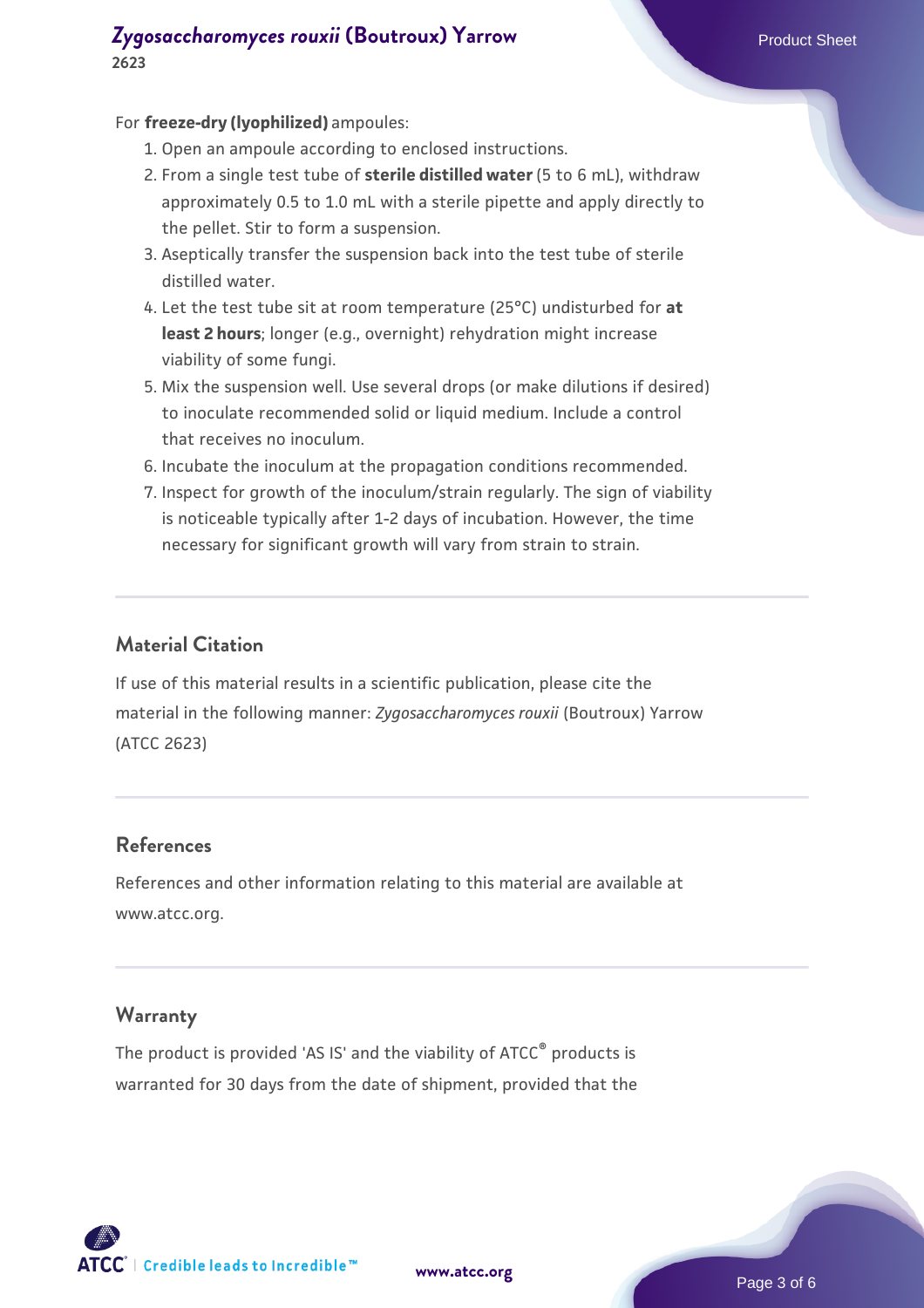For **freeze-dry (lyophilized)** ampoules:

1. Open an ampoule according to enclosed instructions.
2. From a single test tube of **sterile distilled water** (5 to 6 mL), withdraw approximately 0.5 to 1.0 mL with a sterile pipette and apply directly to the pellet. Stir to form a suspension.
3. Aseptically transfer the suspension back into the test tube of sterile distilled water.
4. Let the test tube sit at room temperature (25°C) undisturbed for **at least 2 hours**; longer (e.g., overnight) rehydration might increase viability of some fungi.
5. Mix the suspension well. Use several drops (or make dilutions if desired) to inoculate recommended solid or liquid medium. Include a control that receives no inoculum.
6. Incubate the inoculum at the propagation conditions recommended.
7. Inspect for growth of the inoculum/strain regularly. The sign of viability is noticeable typically after 1-2 days of incubation. However, the time necessary for significant growth will vary from strain to strain.

## Material Citation

If use of this material results in a scientific publication, please cite the material in the following manner: *Zygosaccharomyces rouxii* (Boutroux) Yarrow (ATCC 2623)

## References

References and other information relating to this material are available at www.atcc.org.

## Warranty

The product is provided 'AS IS' and the viability of ATCC® products is warranted for 30 days from the date of shipment, provided that the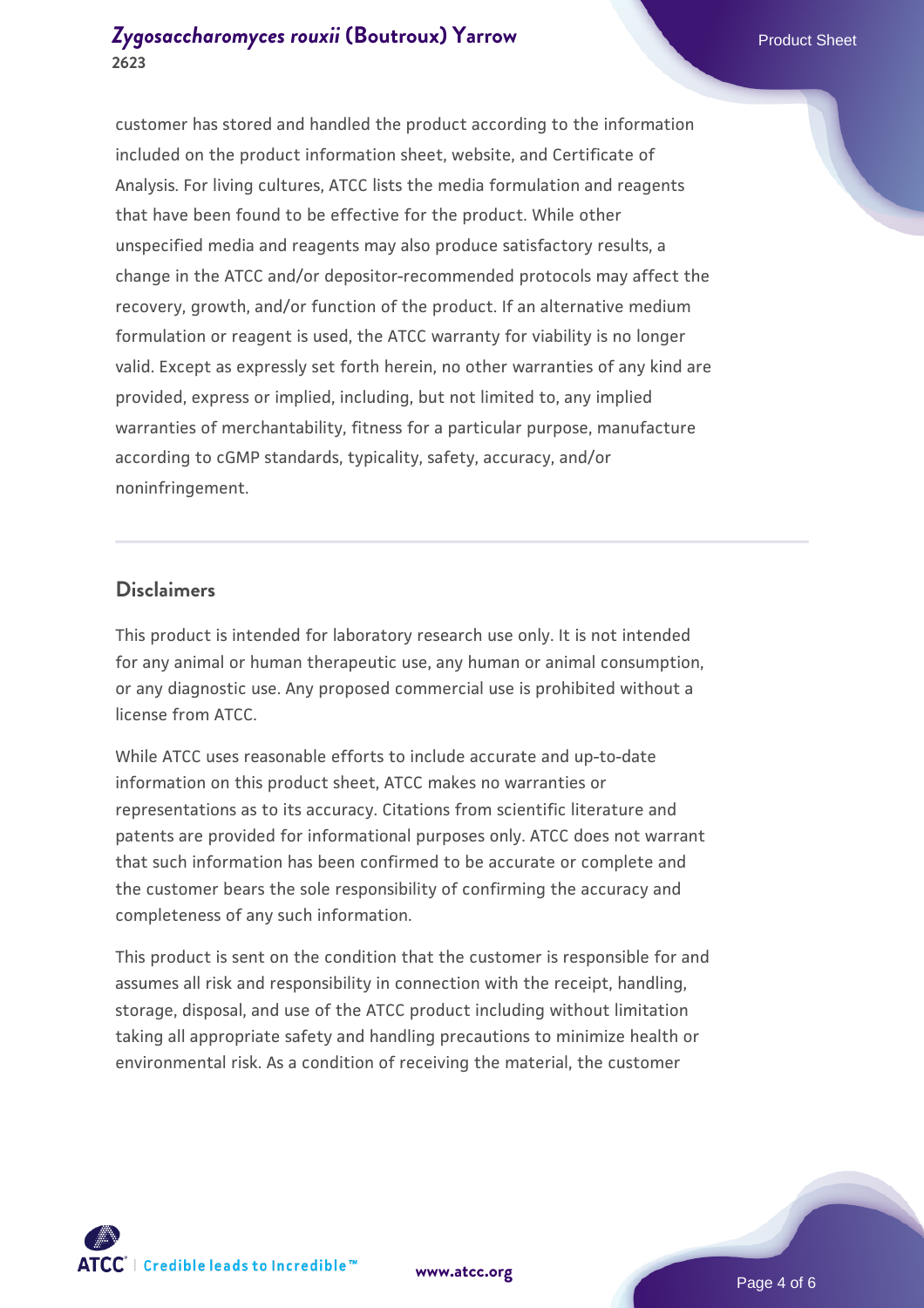customer has stored and handled the product according to the information included on the product information sheet, website, and Certificate of Analysis. For living cultures, ATCC lists the media formulation and reagents that have been found to be effective for the product. While other unspecified media and reagents may also produce satisfactory results, a change in the ATCC and/or depositor-recommended protocols may affect the recovery, growth, and/or function of the product. If an alternative medium formulation or reagent is used, the ATCC warranty for viability is no longer valid. Except as expressly set forth herein, no other warranties of any kind are provided, express or implied, including, but not limited to, any implied warranties of merchantability, fitness for a particular purpose, manufacture according to cGMP standards, typicality, safety, accuracy, and/or noninfringement.

## Disclaimers

This product is intended for laboratory research use only. It is not intended for any animal or human therapeutic use, any human or animal consumption, or any diagnostic use. Any proposed commercial use is prohibited without a license from ATCC.

While ATCC uses reasonable efforts to include accurate and up-to-date information on this product sheet, ATCC makes no warranties or representations as to its accuracy. Citations from scientific literature and patents are provided for informational purposes only. ATCC does not warrant that such information has been confirmed to be accurate or complete and the customer bears the sole responsibility of confirming the accuracy and completeness of any such information.

This product is sent on the condition that the customer is responsible for and assumes all risk and responsibility in connection with the receipt, handling, storage, disposal, and use of the ATCC product including without limitation taking all appropriate safety and handling precautions to minimize health or environmental risk. As a condition of receiving the material, the customer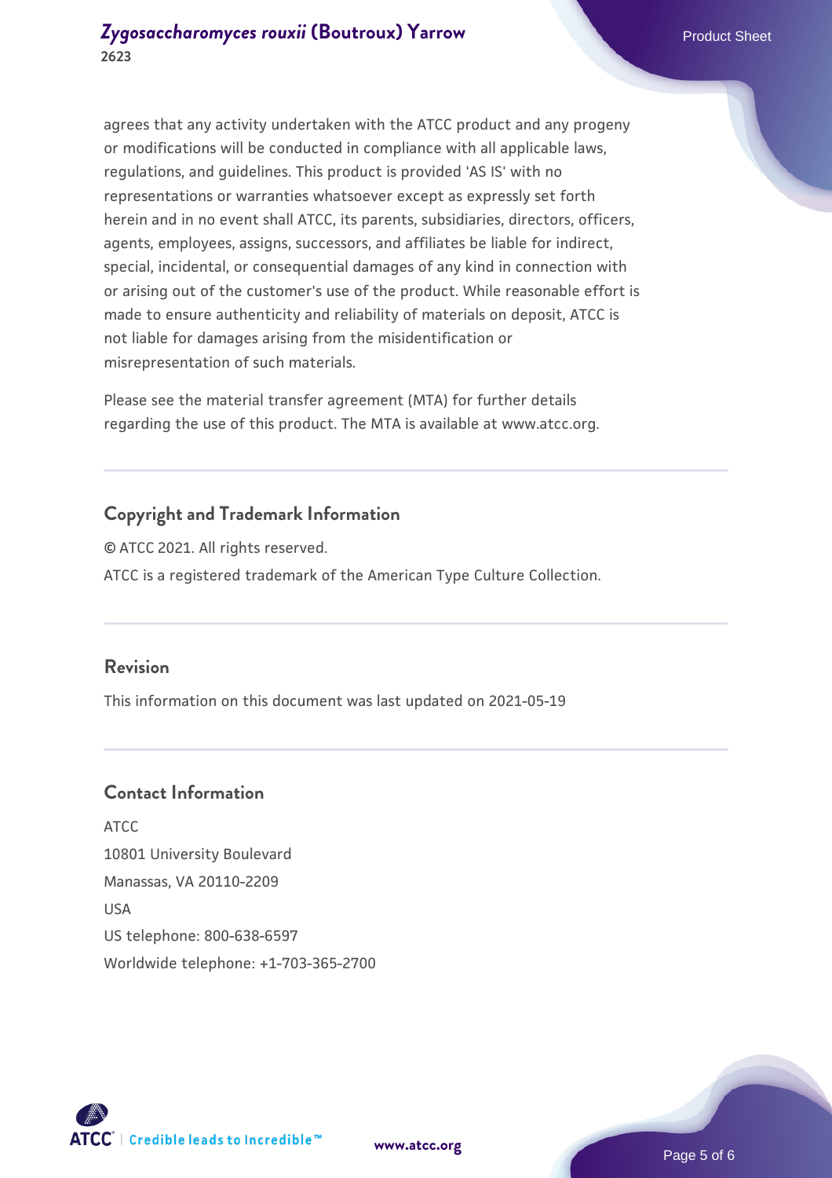agrees that any activity undertaken with the ATCC product and any progeny or modifications will be conducted in compliance with all applicable laws, regulations, and guidelines. This product is provided 'AS IS' with no representations or warranties whatsoever except as expressly set forth herein and in no event shall ATCC, its parents, subsidiaries, directors, officers, agents, employees, assigns, successors, and affiliates be liable for indirect, special, incidental, or consequential damages of any kind in connection with or arising out of the customer's use of the product. While reasonable effort is made to ensure authenticity and reliability of materials on deposit, ATCC is not liable for damages arising from the misidentification or misrepresentation of such materials.

Please see the material transfer agreement (MTA) for further details regarding the use of this product. The MTA is available at www.atcc.org.

## Copyright and Trademark Information

© ATCC 2021. All rights reserved.

ATCC is a registered trademark of the American Type Culture Collection.

## Revision

This information on this document was last updated on 2021-05-19

## Contact Information

ATCC
10801 University Boulevard
Manassas, VA 20110-2209
USA
US telephone: 800-638-6597
Worldwide telephone: +1-703-365-2700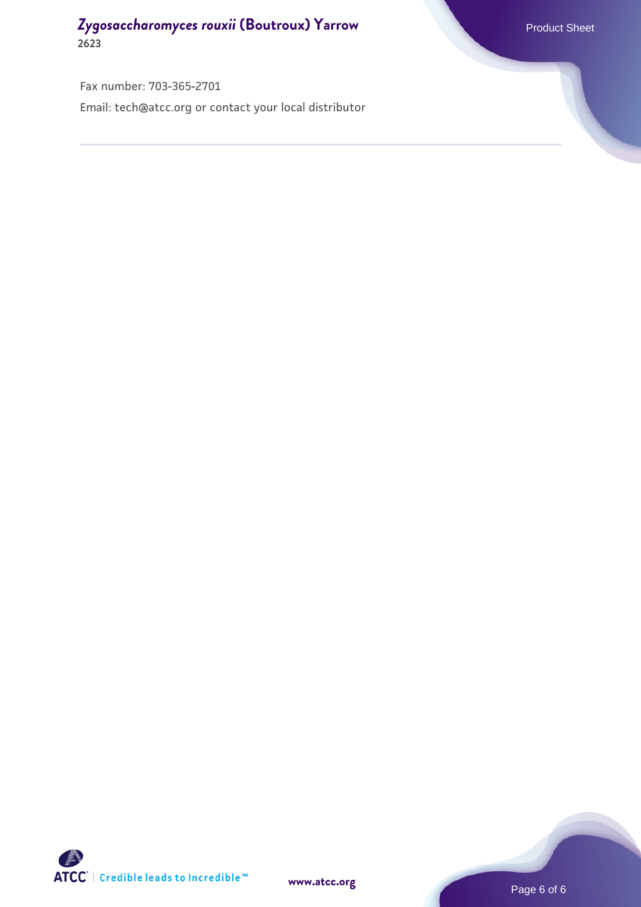Fax number: 703-365-2701

Email: tech@atcc.org or contact your local distributor